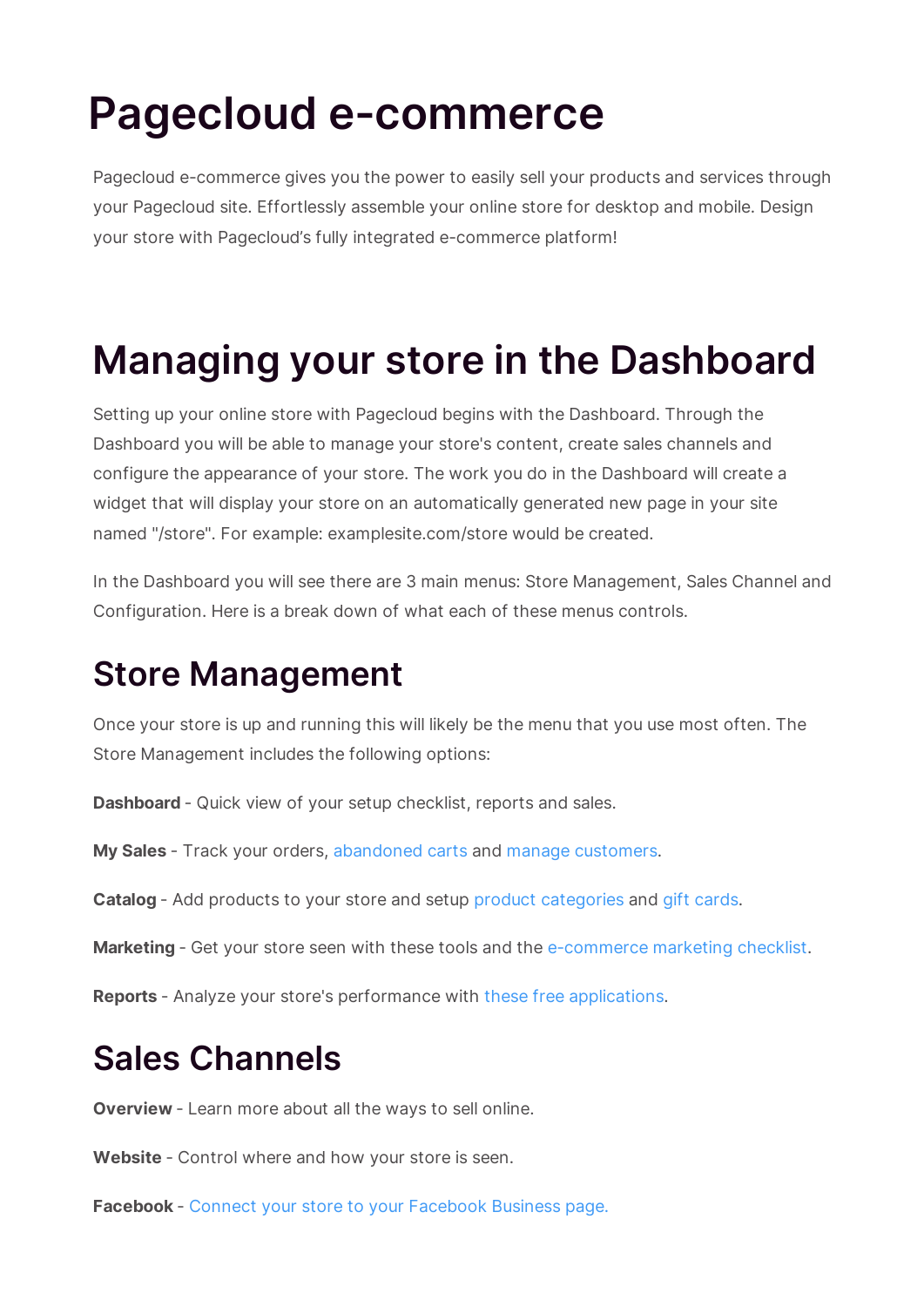# Pagecloud e-commerce

Pagecloud e-commerce gives you the power to easily sell your products and services through your Pagecloud site. Effortlessly assemble your online store for desktop and mobile. Design your store with Pagecloud's fully integrated e-commerce platform!

# Managing your store in the Dashboard

Setting up your online store with Pagecloud begins with the Dashboard. Through the Dashboard you will be able to manage your store's content, create sales channels and configure the appearance of your store. The work you do in the Dashboard will create a widget that will display your store on an automatically generated new page in your site named "/store". For example: examplesite.com/store would be created.

In the Dashboard you will see there are 3 main menus: Store Management, Sales Channel and Configuration. Here is a break down of what each of these menus controls.

## Store Management

Once your store is up and running this will likely be the menu that you use most often. The Store Management includes the following options:

**Dashboard** - Quick view of your setup checklist, reports and sales.

**My Sales** - Track your orders, abandoned carts and manage customers.

**Catalog** - Add products to your store and setup product categories and gift cards.

**Marketing** - Get your store seen with these tools and the e-commerce marketing checklist.

**Reports** - Analyze your store's performance with these free applications.

## Sales Channels

**Overview** - Learn more about all the ways to sell online.

**Website** - Control where and how your store is seen.

**Facebook** - Connect your store to your Facebook Business page.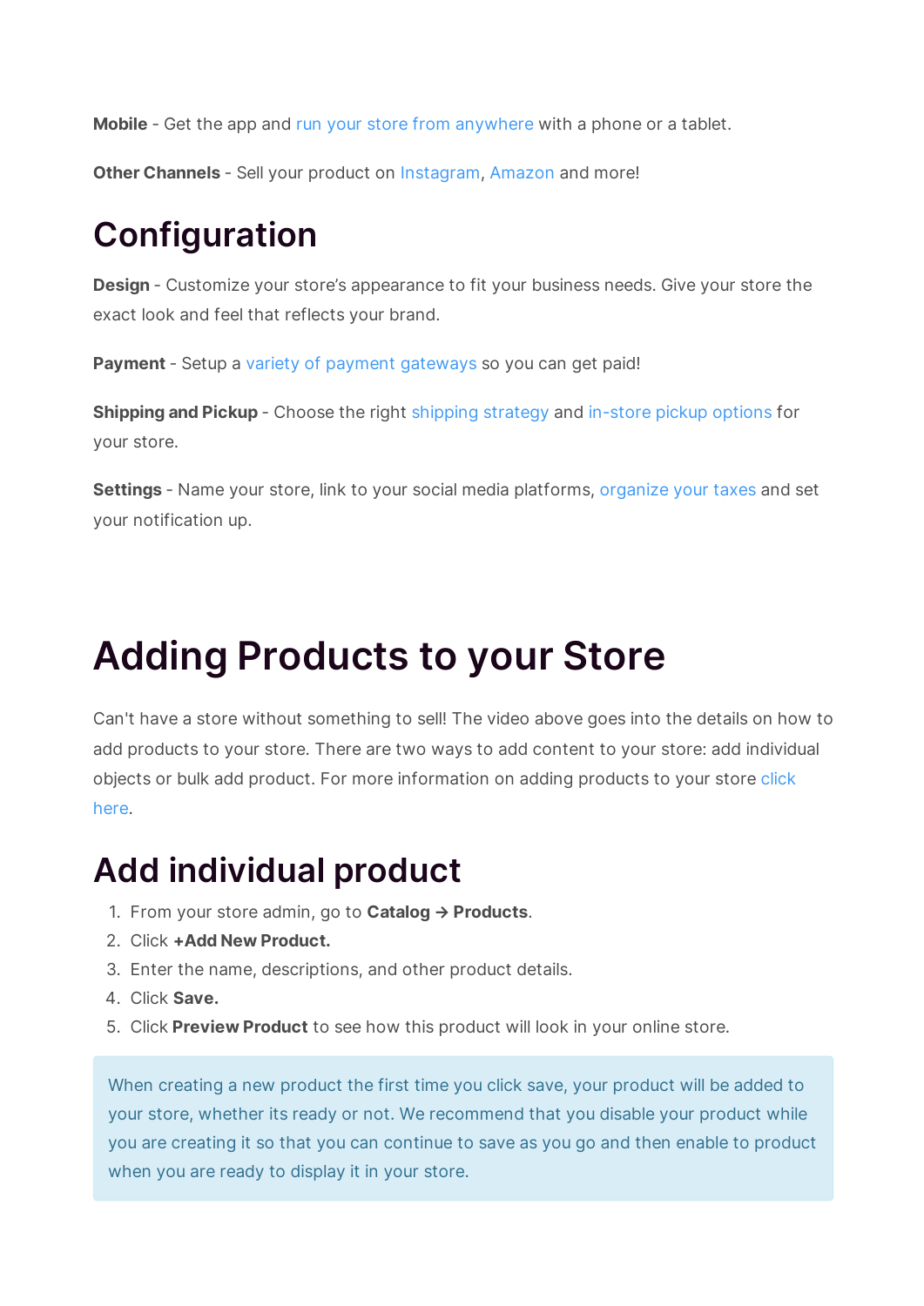**Mobile** - Get the app and run your store from anywhere with a phone or a tablet.

**Other Channels** - Sell your product on Instagram, Amazon and more!

## Configuration

**Design** - Customize your store's appearance to fit your business needs. Give your store the exact look and feel that reflects your brand.

**Payment** - Setup a variety of payment gateways so you can get paid!

**Shipping and Pickup** - Choose the right shipping strategy and in-store pickup options for your store.

**Settings** - Name your store, link to your social media platforms, organize your taxes and set your notification up.

# Adding Products to your Store

Can't have a store without something to sell! The video above goes into the details on how to add products to your store. There are two ways to add content to your store: add individual objects or bulk add product. For more information on adding products to your store click here.

## Add individual product

1. From your store admin, go to **Catalog → Products**.
2. Click **+Add New Product.**
3. Enter the name, descriptions, and other product details.
4. Click **Save.**
5. Click **Preview Product** to see how this product will look in your online store.

> When creating a new product the first time you click save, your product will be added to your store, whether its ready or not. We recommend that you disable your product while you are creating it so that you can continue to save as you go and then enable to product when you are ready to display it in your store.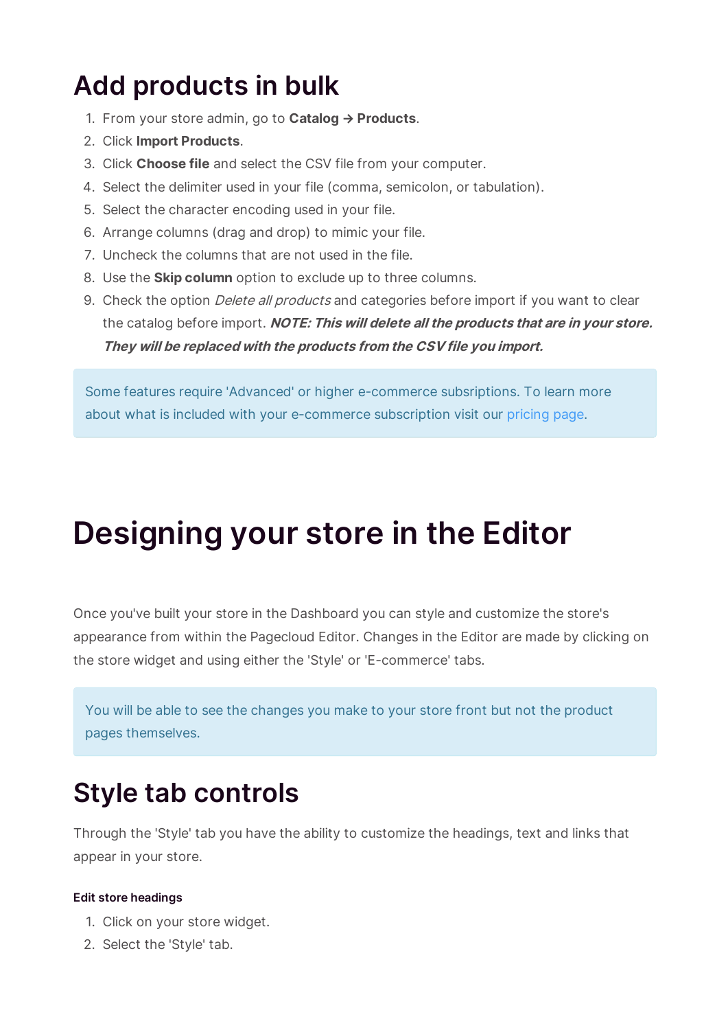# Add products in bulk

1. From your store admin, go to **Catalog → Products**.
2. Click **Import Products**.
3. Click **Choose file** and select the CSV file from your computer.
4. Select the delimiter used in your file (comma, semicolon, or tabulation).
5. Select the character encoding used in your file.
6. Arrange columns (drag and drop) to mimic your file.
7. Uncheck the columns that are not used in the file.
8. Use the **Skip column** option to exclude up to three columns.
9. Check the option *Delete all products* and categories before import if you want to clear the catalog before import. ***NOTE: This will delete all the products that are in your store. They will be replaced with the products from the CSV file you import.***

> Some features require 'Advanced' or higher e-commerce subsriptions. To learn more about what is included with your e-commerce subscription visit our pricing page.

# Designing your store in the Editor

Once you've built your store in the Dashboard you can style and customize the store's appearance from within the Pagecloud Editor. Changes in the Editor are made by clicking on the store widget and using either the 'Style' or 'E-commerce' tabs.

> You will be able to see the changes you make to your store front but not the product pages themselves.

## Style tab controls

Through the 'Style' tab you have the ability to customize the headings, text and links that appear in your store.

#### Edit store headings

1. Click on your store widget.
2. Select the 'Style' tab.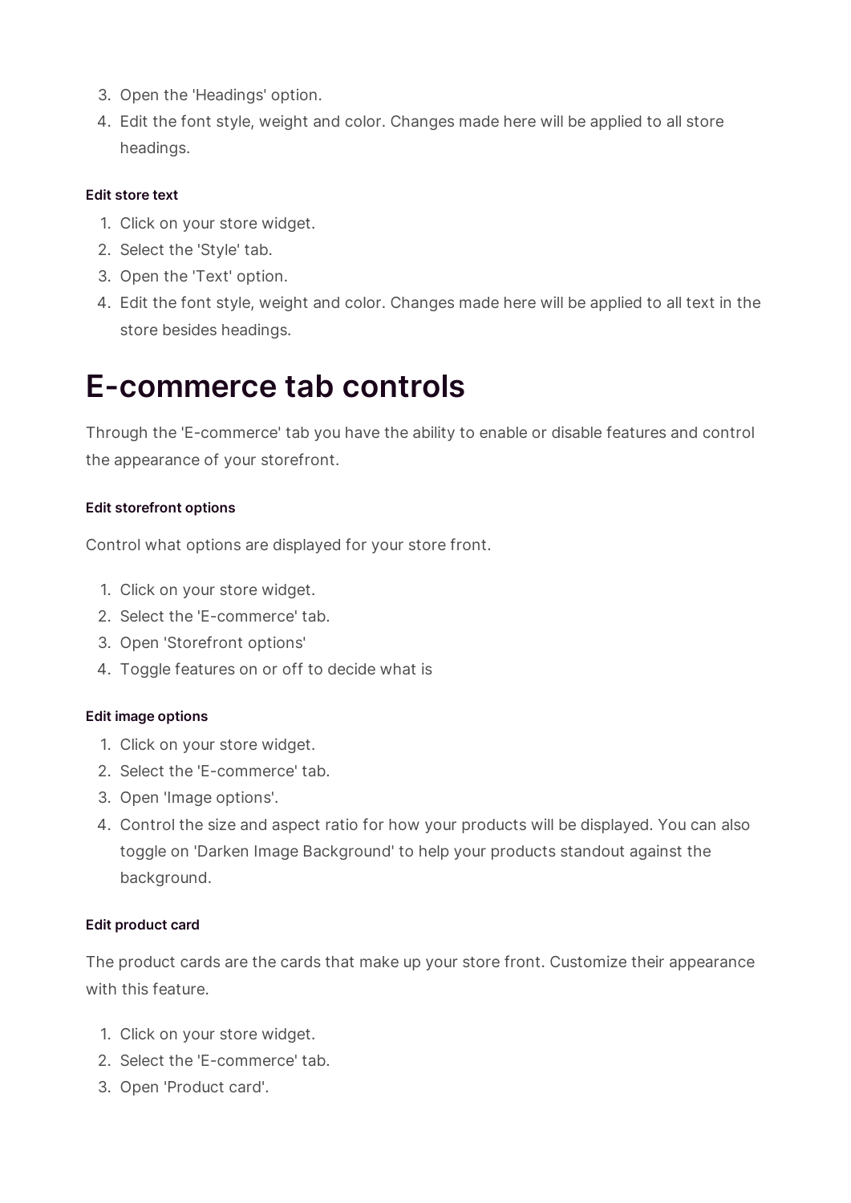3. Open the 'Headings' option.
4. Edit the font style, weight and color. Changes made here will be applied to all store headings.

#### Edit store text

1. Click on your store widget.
2. Select the 'Style' tab.
3. Open the 'Text' option.
4. Edit the font style, weight and color. Changes made here will be applied to all text in the store besides headings.

# E-commerce tab controls

Through the 'E-commerce' tab you have the ability to enable or disable features and control the appearance of your storefront.

#### Edit storefront options

Control what options are displayed for your store front.

1. Click on your store widget.
2. Select the 'E-commerce' tab.
3. Open 'Storefront options'
4. Toggle features on or off to decide what is

#### Edit image options

1. Click on your store widget.
2. Select the 'E-commerce' tab.
3. Open 'Image options'.
4. Control the size and aspect ratio for how your products will be displayed. You can also toggle on 'Darken Image Background' to help your products standout against the background.

#### Edit product card

The product cards are the cards that make up your store front. Customize their appearance with this feature.

1. Click on your store widget.
2. Select the 'E-commerce' tab.
3. Open 'Product card'.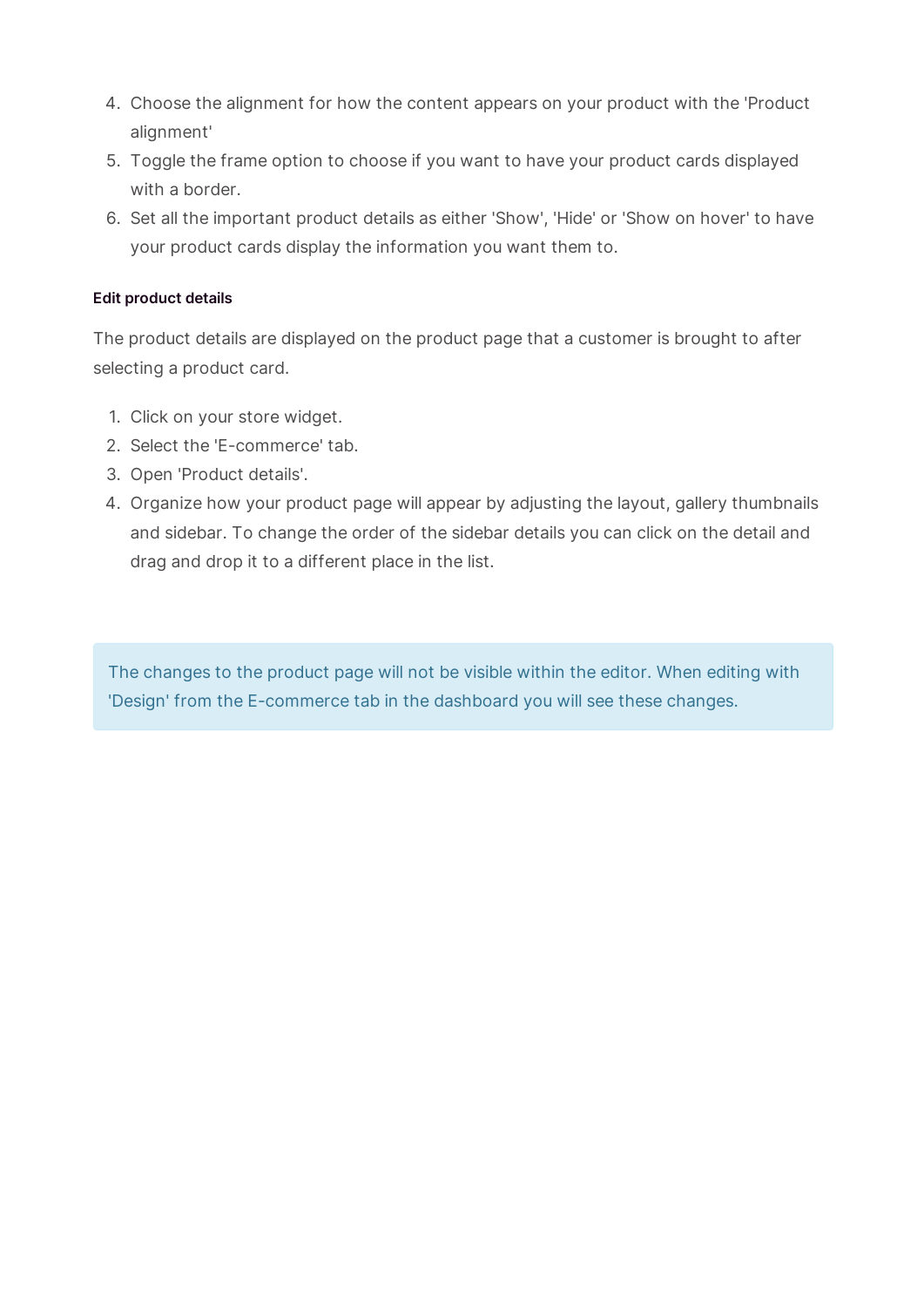4. Choose the alignment for how the content appears on your product with the 'Product alignment'
5. Toggle the frame option to choose if you want to have your product cards displayed with a border.
6. Set all the important product details as either 'Show', 'Hide' or 'Show on hover' to have your product cards display the information you want them to.

#### Edit product details

The product details are displayed on the product page that a customer is brought to after selecting a product card.

1. Click on your store widget.
2. Select the 'E-commerce' tab.
3. Open 'Product details'.
4. Organize how your product page will appear by adjusting the layout, gallery thumbnails and sidebar. To change the order of the sidebar details you can click on the detail and drag and drop it to a different place in the list.

> The changes to the product page will not be visible within the editor. When editing with 'Design' from the E-commerce tab in the dashboard you will see these changes.